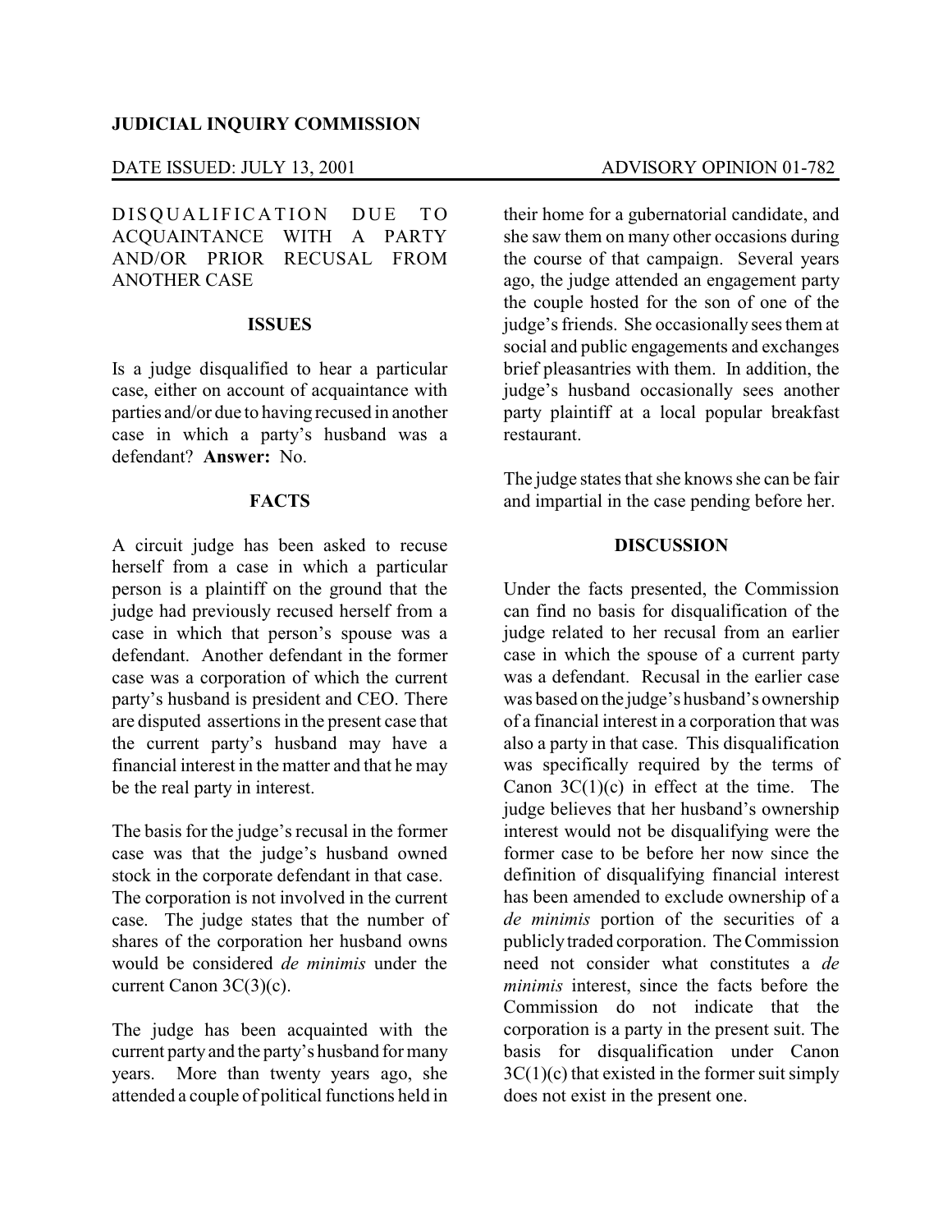**JUDICIAL INQUIRY COMMISSION**

DATE ISSUED: JULY 13, 2001 ADVISORY OPINION 01-782

DISQUALIFICATION DUE TO ACQUAINTANCE WITH A PARTY AND/OR PRIOR RECUSAL FROM ANOTHER CASE

## ISSUES

Is a judge disqualified to hear a particular case, either on account of acquaintance with parties and/or due to having recused in another case in which a party's husband was a defendant? **Answer:** No.

## FACTS

A circuit judge has been asked to recuse herself from a case in which a particular person is a plaintiff on the ground that the judge had previously recused herself from a case in which that person's spouse was a defendant. Another defendant in the former case was a corporation of which the current party's husband is president and CEO. There are disputed assertions in the present case that the current party's husband may have a financial interest in the matter and that he may be the real party in interest.

The basis for the judge's recusal in the former case was that the judge's husband owned stock in the corporate defendant in that case. The corporation is not involved in the current case. The judge states that the number of shares of the corporation her husband owns would be considered *de minimis* under the current Canon 3C(3)(c).

The judge has been acquainted with the current party and the party's husband for many years. More than twenty years ago, she attended a couple of political functions held in their home for a gubernatorial candidate, and she saw them on many other occasions during the course of that campaign. Several years ago, the judge attended an engagement party the couple hosted for the son of one of the judge's friends. She occasionally sees them at social and public engagements and exchanges brief pleasantries with them. In addition, the judge's husband occasionally sees another party plaintiff at a local popular breakfast restaurant.

The judge states that she knows she can be fair and impartial in the case pending before her.

## DISCUSSION

Under the facts presented, the Commission can find no basis for disqualification of the judge related to her recusal from an earlier case in which the spouse of a current party was a defendant. Recusal in the earlier case was based on the judge's husband's ownership of a financial interest in a corporation that was also a party in that case. This disqualification was specifically required by the terms of Canon 3C(1)(c) in effect at the time. The judge believes that her husband's ownership interest would not be disqualifying were the former case to be before her now since the definition of disqualifying financial interest has been amended to exclude ownership of a *de minimis* portion of the securities of a publicly traded corporation. The Commission need not consider what constitutes a *de minimis* interest, since the facts before the Commission do not indicate that the corporation is a party in the present suit. The basis for disqualification under Canon 3C(1)(c) that existed in the former suit simply does not exist in the present one.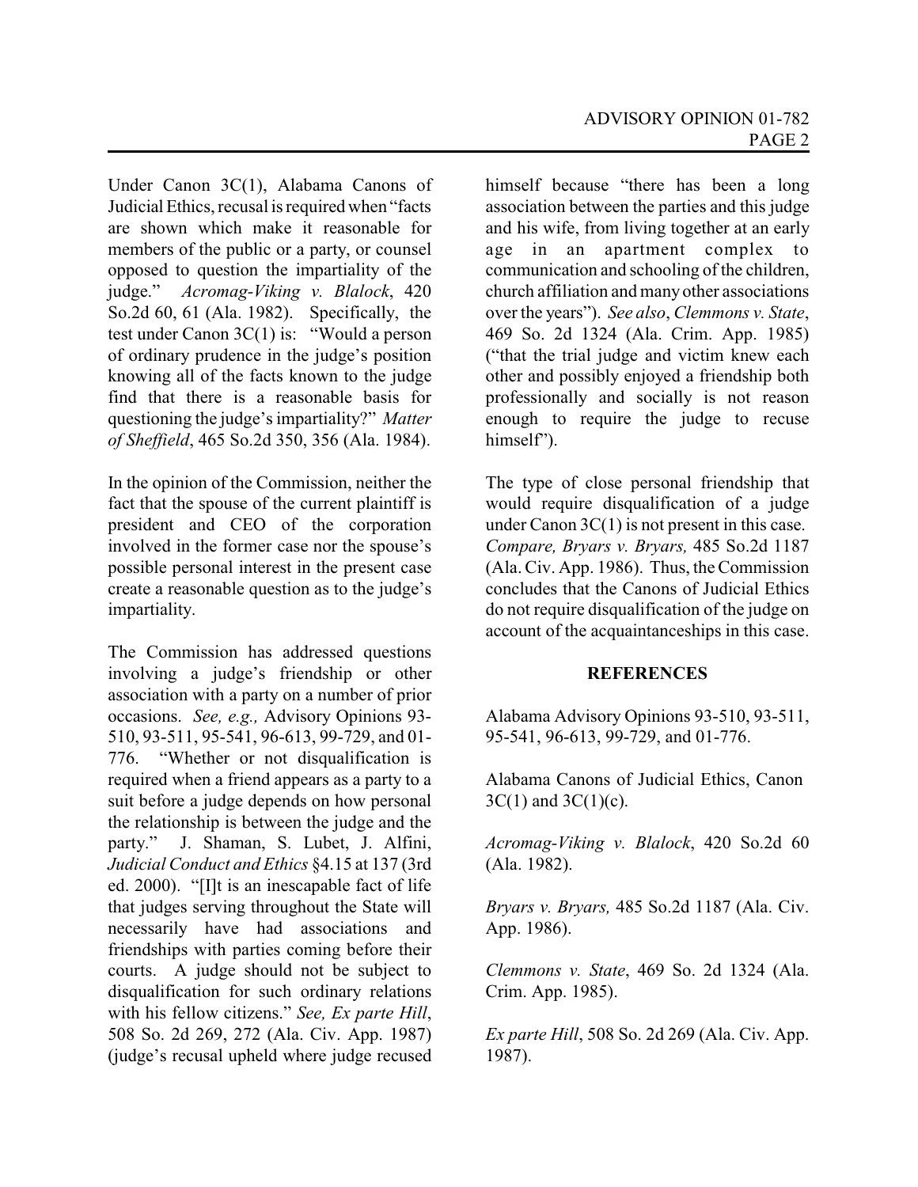Under Canon 3C(1), Alabama Canons of Judicial Ethics, recusal is required when "facts are shown which make it reasonable for members of the public or a party, or counsel opposed to question the impartiality of the judge." *Acromag-Viking v. Blalock*, 420 So.2d 60, 61 (Ala. 1982). Specifically, the test under Canon 3C(1) is: "Would a person of ordinary prudence in the judge's position knowing all of the facts known to the judge find that there is a reasonable basis for questioning the judge's impartiality?" *Matter of Sheffield*, 465 So.2d 350, 356 (Ala. 1984).

In the opinion of the Commission, neither the fact that the spouse of the current plaintiff is president and CEO of the corporation involved in the former case nor the spouse's possible personal interest in the present case create a reasonable question as to the judge's impartiality.

The Commission has addressed questions involving a judge's friendship or other association with a party on a number of prior occasions. *See, e.g.,* Advisory Opinions 93-510, 93-511, 95-541, 96-613, 99-729, and 01-776. "Whether or not disqualification is required when a friend appears as a party to a suit before a judge depends on how personal the relationship is between the judge and the party." J. Shaman, S. Lubet, J. Alfini, *Judicial Conduct and Ethics* §4.15 at 137 (3rd ed. 2000). "[I]t is an inescapable fact of life that judges serving throughout the State will necessarily have had associations and friendships with parties coming before their courts. A judge should not be subject to disqualification for such ordinary relations with his fellow citizens." *See, Ex parte Hill*, 508 So. 2d 269, 272 (Ala. Civ. App. 1987) (judge's recusal upheld where judge recused himself because "there has been a long association between the parties and this judge and his wife, from living together at an early age in an apartment complex to communication and schooling of the children, church affiliation and many other associations over the years"). *See also*, *Clemmons v. State*, 469 So. 2d 1324 (Ala. Crim. App. 1985) ("that the trial judge and victim knew each other and possibly enjoyed a friendship both professionally and socially is not reason enough to require the judge to recuse himself").

The type of close personal friendship that would require disqualification of a judge under Canon 3C(1) is not present in this case. *Compare, Bryars v. Bryars,* 485 So.2d 1187 (Ala. Civ. App. 1986). Thus, the Commission concludes that the Canons of Judicial Ethics do not require disqualification of the judge on account of the acquaintanceships in this case.

**REFERENCES**

Alabama Advisory Opinions 93-510, 93-511, 95-541, 96-613, 99-729, and 01-776.

Alabama Canons of Judicial Ethics, Canon 3C(1) and 3C(1)(c).

*Acromag-Viking v. Blalock*, 420 So.2d 60 (Ala. 1982).

*Bryars v. Bryars,* 485 So.2d 1187 (Ala. Civ. App. 1986).

*Clemmons v. State*, 469 So. 2d 1324 (Ala. Crim. App. 1985).

*Ex parte Hill*, 508 So. 2d 269 (Ala. Civ. App. 1987).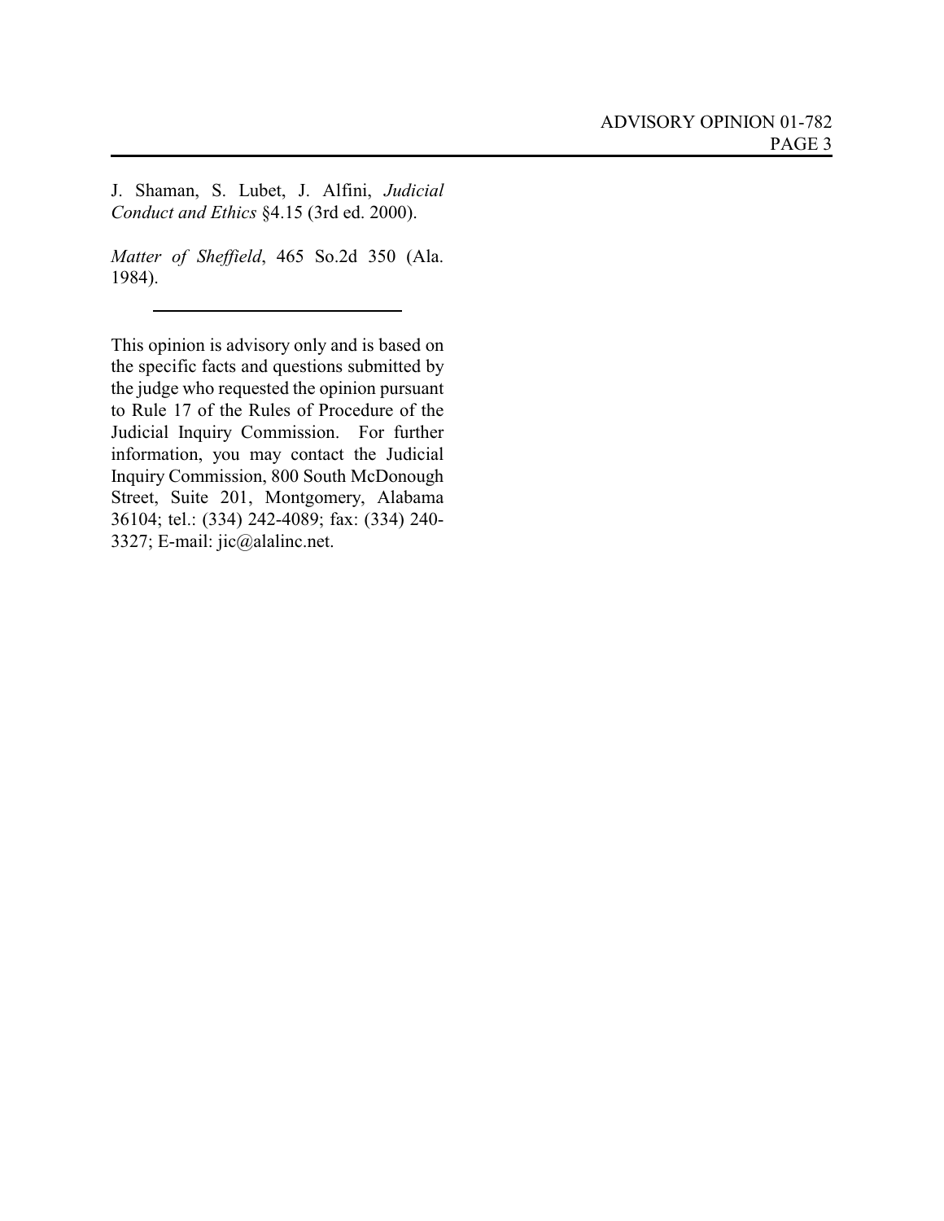J. Shaman, S. Lubet, J. Alfini, *Judicial Conduct and Ethics* §4.15 (3rd ed. 2000).

*Matter of Sheffield*, 465 So.2d 350 (Ala. 1984).

---

This opinion is advisory only and is based on the specific facts and questions submitted by the judge who requested the opinion pursuant to Rule 17 of the Rules of Procedure of the Judicial Inquiry Commission. For further information, you may contact the Judicial Inquiry Commission, 800 South McDonough Street, Suite 201, Montgomery, Alabama 36104; tel.: (334) 242-4089; fax: (334) 240-3327; E-mail: jic@alalinc.net.